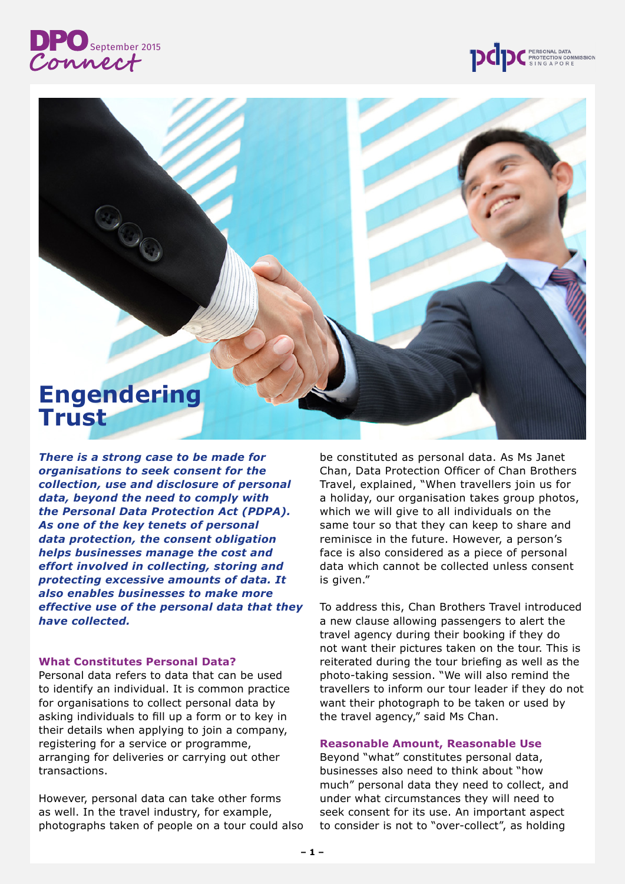# Engendering Trust

***There is a strong case to be made for organisations to seek consent for the collection, use and disclosure of personal data, beyond the need to comply with the Personal Data Protection Act (PDPA). As one of the key tenets of personal data protection, the consent obligation helps businesses manage the cost and effort involved in collecting, storing and protecting excessive amounts of data. It also enables businesses to make more effective use of the personal data that they have collected.***

### What Constitutes Personal Data?

Personal data refers to data that can be used to identify an individual. It is common practice for organisations to collect personal data by asking individuals to fill up a form or to key in their details when applying to join a company, registering for a service or programme, arranging for deliveries or carrying out other transactions.

However, personal data can take other forms as well. In the travel industry, for example, photographs taken of people on a tour could also be constituted as personal data. As Ms Janet Chan, Data Protection Officer of Chan Brothers Travel, explained, "When travellers join us for a holiday, our organisation takes group photos, which we will give to all individuals on the same tour so that they can keep to share and reminisce in the future. However, a person's face is also considered as a piece of personal data which cannot be collected unless consent is given."

To address this, Chan Brothers Travel introduced a new clause allowing passengers to alert the travel agency during their booking if they do not want their pictures taken on the tour. This is reiterated during the tour briefing as well as the photo-taking session. "We will also remind the travellers to inform our tour leader if they do not want their photograph to be taken or used by the travel agency," said Ms Chan.

### Reasonable Amount, Reasonable Use

Beyond "what" constitutes personal data, businesses also need to think about "how much" personal data they need to collect, and under what circumstances they will need to seek consent for its use. An important aspect to consider is not to "over-collect", as holding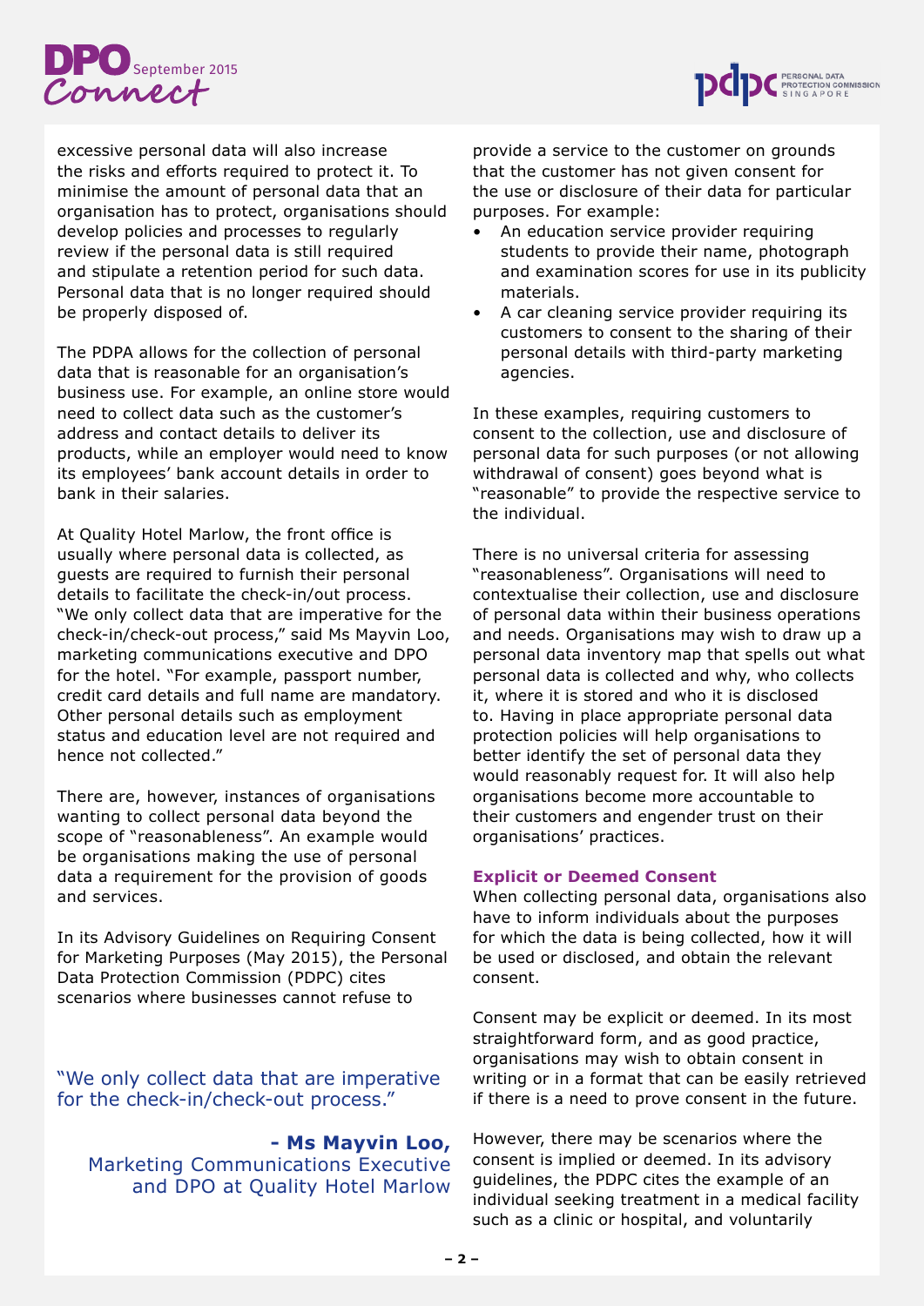excessive personal data will also increase the risks and efforts required to protect it. To minimise the amount of personal data that an organisation has to protect, organisations should develop policies and processes to regularly review if the personal data is still required and stipulate a retention period for such data. Personal data that is no longer required should be properly disposed of.

The PDPA allows for the collection of personal data that is reasonable for an organisation's business use. For example, an online store would need to collect data such as the customer's address and contact details to deliver its products, while an employer would need to know its employees' bank account details in order to bank in their salaries.

At Quality Hotel Marlow, the front office is usually where personal data is collected, as guests are required to furnish their personal details to facilitate the check-in/out process. "We only collect data that are imperative for the check-in/check-out process," said Ms Mayvin Loo, marketing communications executive and DPO for the hotel. "For example, passport number, credit card details and full name are mandatory. Other personal details such as employment status and education level are not required and hence not collected."

There are, however, instances of organisations wanting to collect personal data beyond the scope of "reasonableness". An example would be organisations making the use of personal data a requirement for the provision of goods and services.

In its Advisory Guidelines on Requiring Consent for Marketing Purposes (May 2015), the Personal Data Protection Commission (PDPC) cites scenarios where businesses cannot refuse to provide a service to the customer on grounds that the customer has not given consent for the use or disclosure of their data for particular purposes. For example:

- An education service provider requiring students to provide their name, photograph and examination scores for use in its publicity materials.
- A car cleaning service provider requiring its customers to consent to the sharing of their personal details with third-party marketing agencies.

In these examples, requiring customers to consent to the collection, use and disclosure of personal data for such purposes (or not allowing withdrawal of consent) goes beyond what is "reasonable" to provide the respective service to the individual.

There is no universal criteria for assessing "reasonableness". Organisations will need to contextualise their collection, use and disclosure of personal data within their business operations and needs. Organisations may wish to draw up a personal data inventory map that spells out what personal data is collected and why, who collects it, where it is stored and who it is disclosed to. Having in place appropriate personal data protection policies will help organisations to better identify the set of personal data they would reasonably request for. It will also help organisations become more accountable to their customers and engender trust on their organisations' practices.

> "We only collect data that are imperative for the check-in/check-out process."
>
> **- Ms Mayvin Loo,** Marketing Communications Executive and DPO at Quality Hotel Marlow

### Explicit or Deemed Consent

When collecting personal data, organisations also have to inform individuals about the purposes for which the data is being collected, how it will be used or disclosed, and obtain the relevant consent.

Consent may be explicit or deemed. In its most straightforward form, and as good practice, organisations may wish to obtain consent in writing or in a format that can be easily retrieved if there is a need to prove consent in the future.

However, there may be scenarios where the consent is implied or deemed. In its advisory guidelines, the PDPC cites the example of an individual seeking treatment in a medical facility such as a clinic or hospital, and voluntarily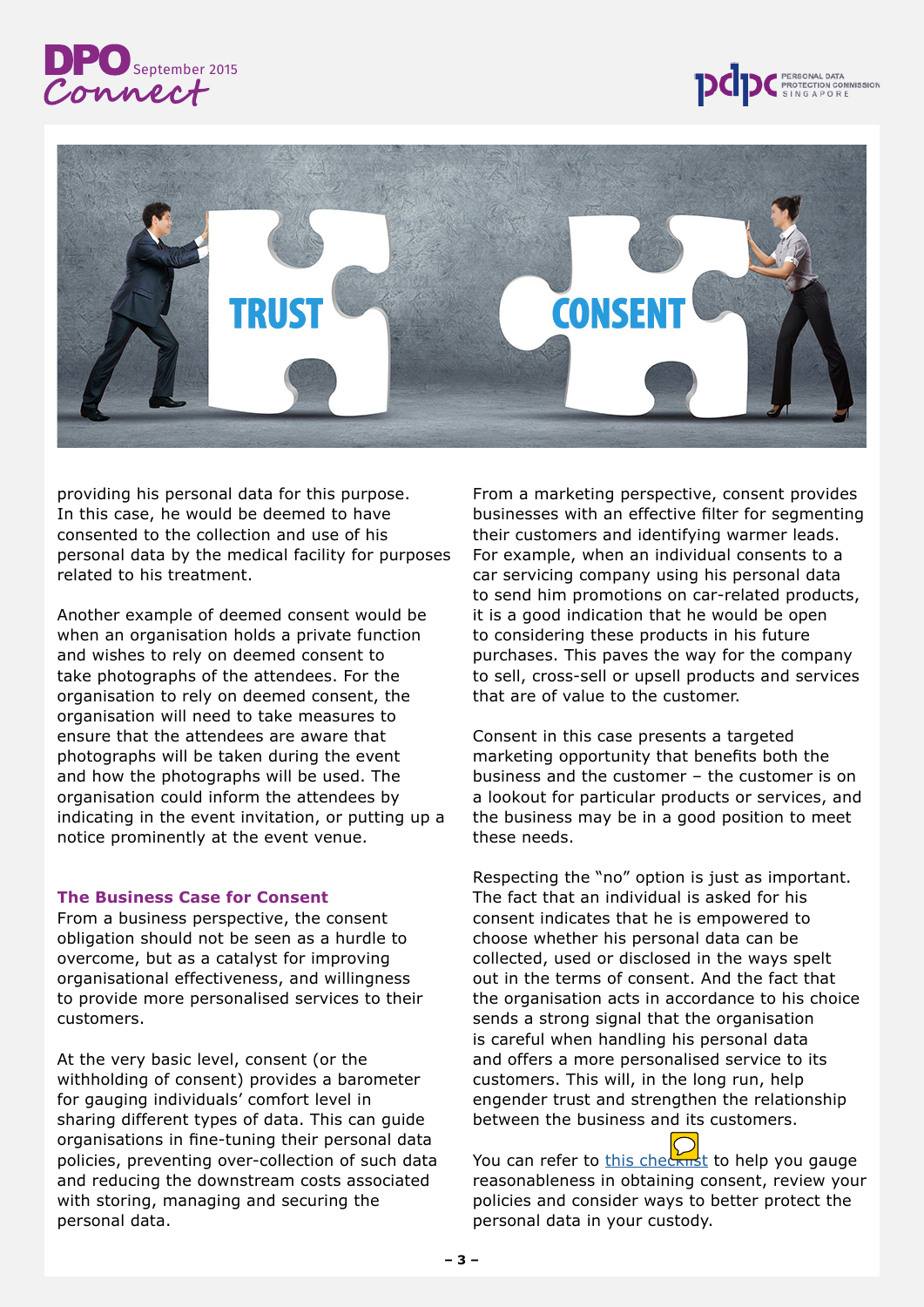providing his personal data for this purpose. In this case, he would be deemed to have consented to the collection and use of his personal data by the medical facility for purposes related to his treatment.

Another example of deemed consent would be when an organisation holds a private function and wishes to rely on deemed consent to take photographs of the attendees. For the organisation to rely on deemed consent, the organisation will need to take measures to ensure that the attendees are aware that photographs will be taken during the event and how the photographs will be used. The organisation could inform the attendees by indicating in the event invitation, or putting up a notice prominently at the event venue.

### The Business Case for Consent

From a business perspective, the consent obligation should not be seen as a hurdle to overcome, but as a catalyst for improving organisational effectiveness, and willingness to provide more personalised services to their customers.

At the very basic level, consent (or the withholding of consent) provides a barometer for gauging individuals' comfort level in sharing different types of data. This can guide organisations in fine-tuning their personal data policies, preventing over-collection of such data and reducing the downstream costs associated with storing, managing and securing the personal data.

From a marketing perspective, consent provides businesses with an effective filter for segmenting their customers and identifying warmer leads. For example, when an individual consents to a car servicing company using his personal data to send him promotions on car-related products, it is a good indication that he would be open to considering these products in his future purchases. This paves the way for the company to sell, cross-sell or upsell products and services that are of value to the customer.

Consent in this case presents a targeted marketing opportunity that benefits both the business and the customer – the customer is on a lookout for particular products or services, and the business may be in a good position to meet these needs.

Respecting the "no" option is just as important. The fact that an individual is asked for his consent indicates that he is empowered to choose whether his personal data can be collected, used or disclosed in the ways spelt out in the terms of consent. And the fact that the organisation acts in accordance to his choice sends a strong signal that the organisation is careful when handling his personal data and offers a more personalised service to its customers. This will, in the long run, help engender trust and strengthen the relationship between the business and its customers.

You can refer to this checklist to help you gauge reasonableness in obtaining consent, review your policies and consider ways to better protect the personal data in your custody.